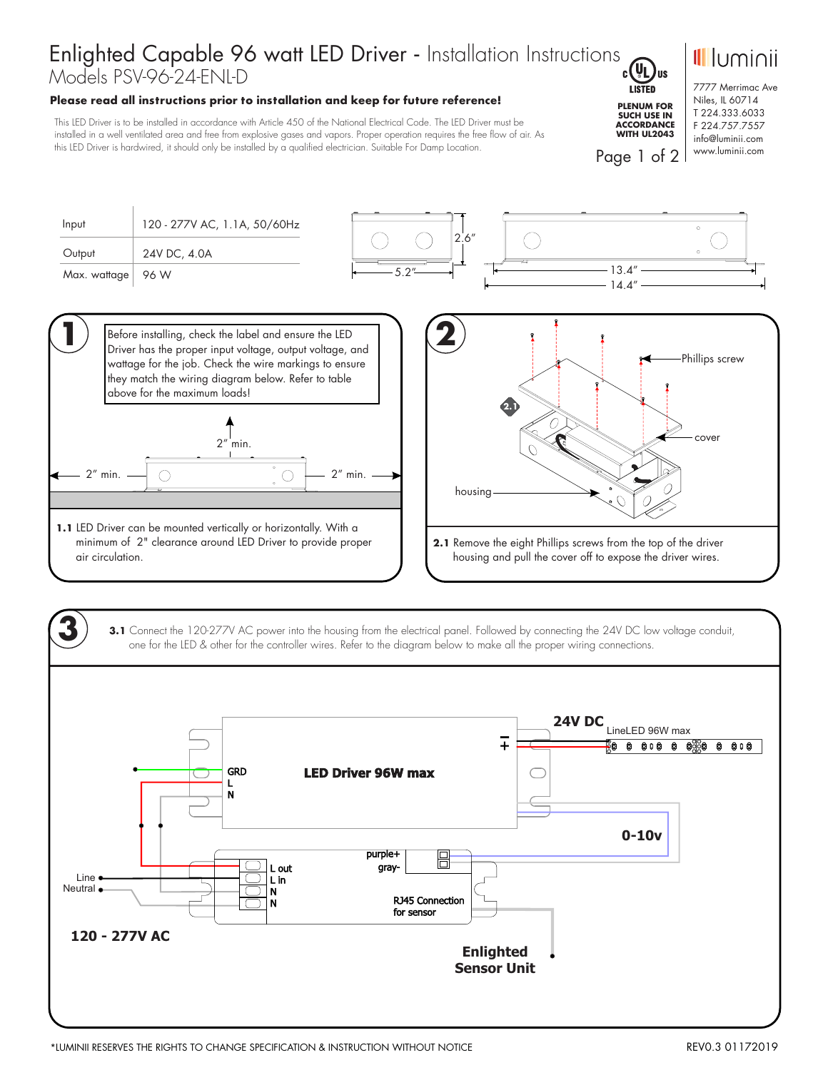# Enlighted Capable 96 watt LED Driver - Installation Instructions

## Models PSV-96-24-ENL-D

**Please read all instructions prior to installation and keep for future reference!**

This LED Driver is to be installed in accordance with Article 450 of the National Electrical Code. The LED Driver must be installed in a well ventilated area and free from explosive gases and vapors. Proper operation requires the free flow of air. As this LED Driver is hardwired, it should only be installed by a qualified electrician. Suitable For Damp Location.

c UL us LISTED

PLENUM FOR SUCH USE IN ACCORDANCE WITH UL2043

luminii
7777 Merrimac Ave
Niles, IL 60714
T 224.333.6033
F 224.757.7557
info@luminii.com
www.luminii.com

| Input | 120 - 277V AC, 1.1A, 50/60Hz |
|---|---|
| Output | 24V DC, 4.0A |
| Max. wattage | 96 W |

Dimensions: 2.6″, 5.2″, 13.4″, 14.4″

## 1

Before installing, check the label and ensure the LED Driver has the proper input voltage, output voltage, and wattage for the job. Check the wire markings to ensure they match the wiring diagram below. Refer to table above for the maximum loads!

2″ min. / 2″ min. / 2″ min.

**1.1** LED Driver can be mounted vertically or horizontally. With a minimum of 2" clearance around LED Driver to provide proper air circulation.

## 2

Phillips screw / cover / housing / 2.1

**2.1** Remove the eight Phillips screws from the top of the driver housing and pull the cover off to expose the driver wires.

## 3

**3.1** Connect the 120-277V AC power into the housing from the electrical panel. Followed by connecting the 24V DC low voltage conduit, one for the LED & other for the controller wires. Refer to the diagram below to make all the proper wiring connections.

Diagram labels: LED Driver 96W max; GRD; L; N; 24V DC; LineLED 96W max; + −; 0-10v; purple+; gray-; L out; L in; N; N; RJ45 Connection for sensor; Line; Neutral; 120 - 277V AC; Enlighted Sensor Unit

*LUMINII RESERVES THE RIGHTS TO CHANGE SPECIFICATION & INSTRUCTION WITHOUT NOTICE

REV0.3 01172019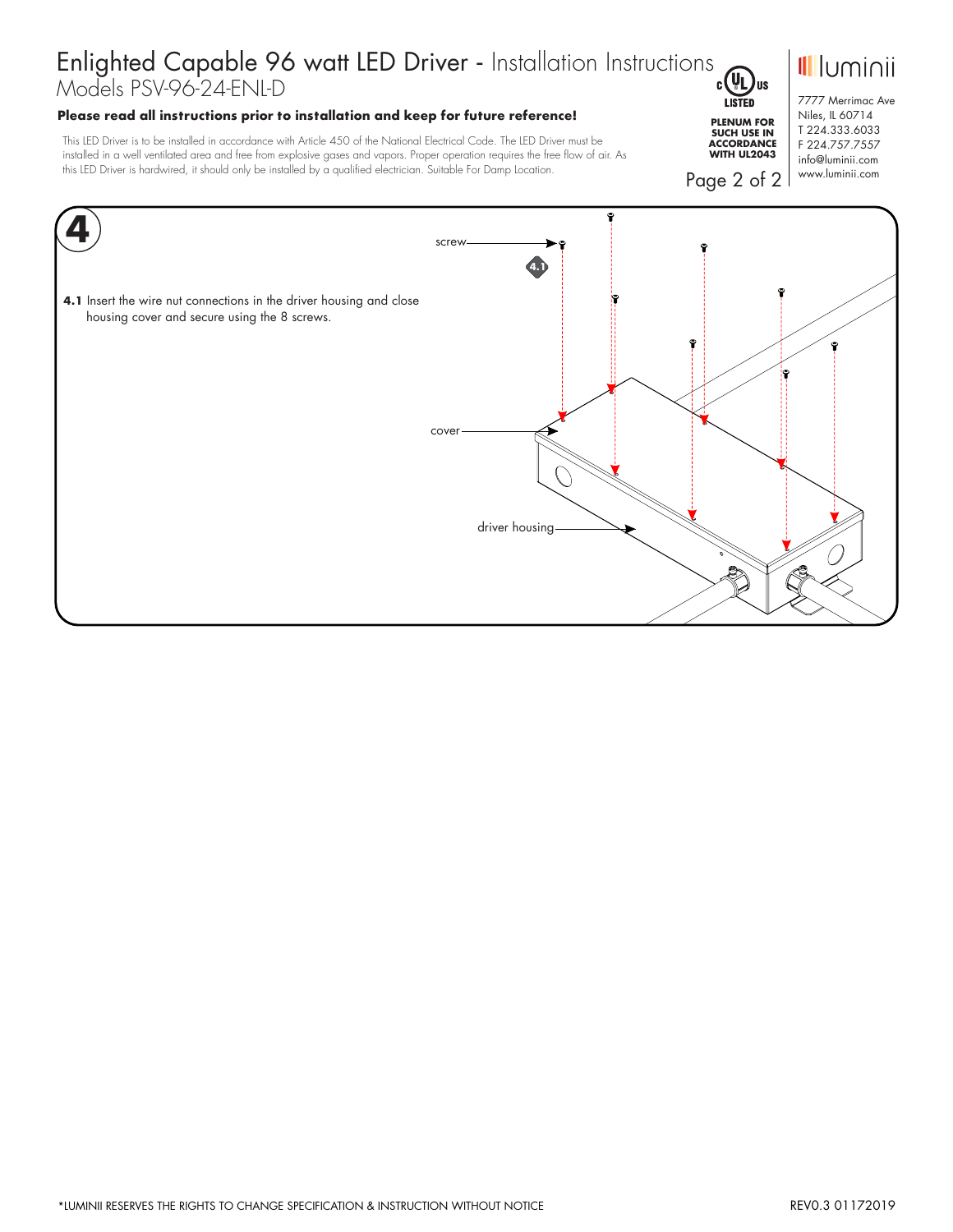# Enlighted Capable 96 watt LED Driver - Installation Instructions

## Models PSV-96-24-ENL-D

**Please read all instructions prior to installation and keep for future reference!**

This LED Driver is to be installed in accordance with Article 450 of the National Electrical Code. The LED Driver must be installed in a well ventilated area and free from explosive gases and vapors. Proper operation requires the free flow of air. As this LED Driver is hardwired, it should only be installed by a qualified electrician. Suitable For Damp Location.

c UL us LISTED

**PLENUM FOR SUCH USE IN ACCORDANCE WITH UL2043**

luminii

7777 Merrimac Ave
Niles, IL 60714
T 224.333.6033
F 224.757.7557
info@luminii.com
www.luminii.com

## 4

**4.1** Insert the wire nut connections in the driver housing and close housing cover and secure using the 8 screws.

screw

4.1

cover

driver housing

*LUMINII RESERVES THE RIGHTS TO CHANGE SPECIFICATION & INSTRUCTION WITHOUT NOTICE

REV0.3 01172019